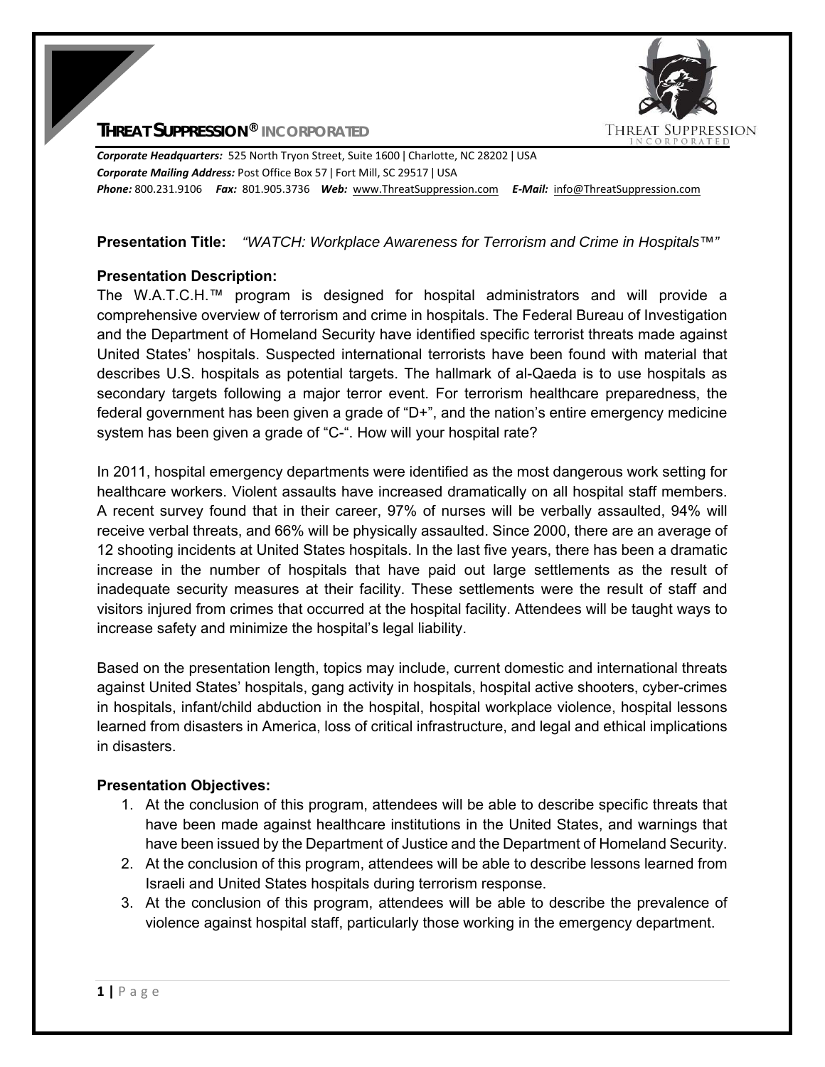# THREAT SUPPRESSION® INCORPORATED

***Corporate Headquarters:*** 525 North Tryon Street, Suite 1600 | Charlotte, NC 28202 | USA
***Corporate Mailing Address:*** Post Office Box 57 | Fort Mill, SC 29517 | USA
***Phone:*** 800.231.9106 ***Fax:*** 801.905.3736 ***Web:*** www.ThreatSuppression.com ***E-Mail:*** info@ThreatSuppression.com

**Presentation Title:** *"WATCH: Workplace Awareness for Terrorism and Crime in Hospitals™"*

**Presentation Description:**

The W.A.T.C.H.™ program is designed for hospital administrators and will provide a comprehensive overview of terrorism and crime in hospitals. The Federal Bureau of Investigation and the Department of Homeland Security have identified specific terrorist threats made against United States' hospitals. Suspected international terrorists have been found with material that describes U.S. hospitals as potential targets. The hallmark of al-Qaeda is to use hospitals as secondary targets following a major terror event. For terrorism healthcare preparedness, the federal government has been given a grade of "D+", and the nation's entire emergency medicine system has been given a grade of "C-". How will your hospital rate?

In 2011, hospital emergency departments were identified as the most dangerous work setting for healthcare workers. Violent assaults have increased dramatically on all hospital staff members. A recent survey found that in their career, 97% of nurses will be verbally assaulted, 94% will receive verbal threats, and 66% will be physically assaulted. Since 2000, there are an average of 12 shooting incidents at United States hospitals. In the last five years, there has been a dramatic increase in the number of hospitals that have paid out large settlements as the result of inadequate security measures at their facility. These settlements were the result of staff and visitors injured from crimes that occurred at the hospital facility. Attendees will be taught ways to increase safety and minimize the hospital's legal liability.

Based on the presentation length, topics may include, current domestic and international threats against United States' hospitals, gang activity in hospitals, hospital active shooters, cyber-crimes in hospitals, infant/child abduction in the hospital, hospital workplace violence, hospital lessons learned from disasters in America, loss of critical infrastructure, and legal and ethical implications in disasters.

**Presentation Objectives:**

1. At the conclusion of this program, attendees will be able to describe specific threats that have been made against healthcare institutions in the United States, and warnings that have been issued by the Department of Justice and the Department of Homeland Security.
2. At the conclusion of this program, attendees will be able to describe lessons learned from Israeli and United States hospitals during terrorism response.
3. At the conclusion of this program, attendees will be able to describe the prevalence of violence against hospital staff, particularly those working in the emergency department.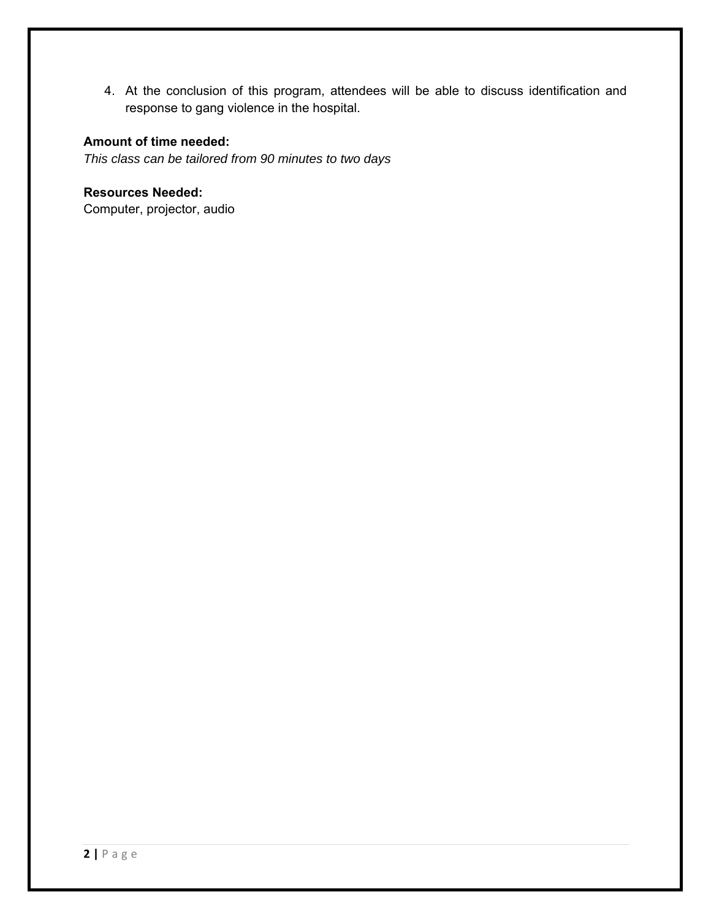4. At the conclusion of this program, attendees will be able to discuss identification and response to gang violence in the hospital.

**Amount of time needed:**
*This class can be tailored from 90 minutes to two days*

**Resources Needed:**
Computer, projector, audio